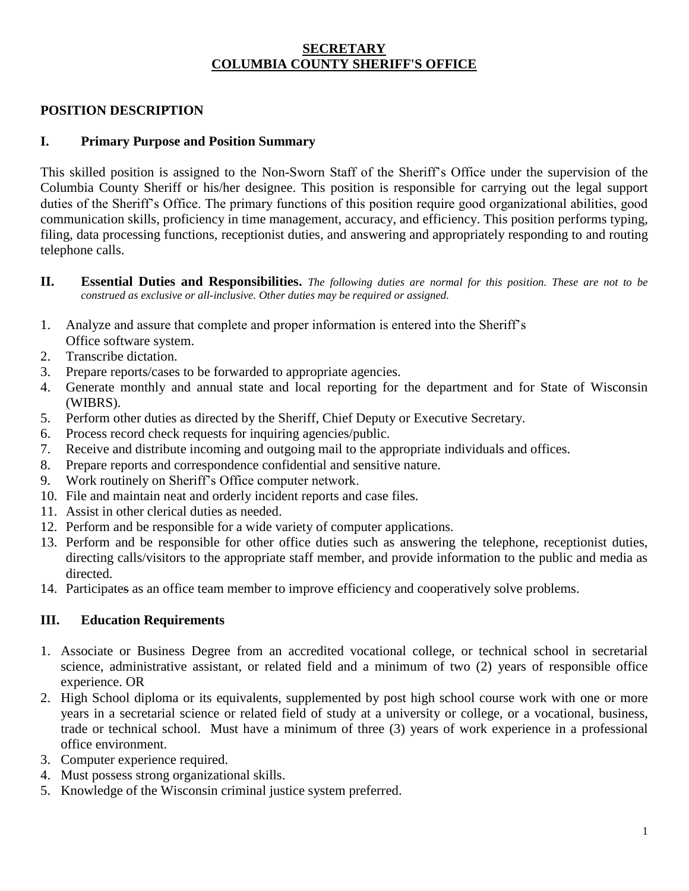# SECRETARY
# COLUMBIA COUNTY SHERIFF'S OFFICE

## POSITION DESCRIPTION

### I. Primary Purpose and Position Summary

This skilled position is assigned to the Non-Sworn Staff of the Sheriff's Office under the supervision of the Columbia County Sheriff or his/her designee. This position is responsible for carrying out the legal support duties of the Sheriff's Office. The primary functions of this position require good organizational abilities, good communication skills, proficiency in time management, accuracy, and efficiency. This position performs typing, filing, data processing functions, receptionist duties, and answering and appropriately responding to and routing telephone calls.

### II. Essential Duties and Responsibilities. *The following duties are normal for this position. These are not to be construed as exclusive or all-inclusive. Other duties may be required or assigned.*

1. Analyze and assure that complete and proper information is entered into the Sheriff's Office software system.
2. Transcribe dictation.
3. Prepare reports/cases to be forwarded to appropriate agencies.
4. Generate monthly and annual state and local reporting for the department and for State of Wisconsin (WIBRS).
5. Perform other duties as directed by the Sheriff, Chief Deputy or Executive Secretary.
6. Process record check requests for inquiring agencies/public.
7. Receive and distribute incoming and outgoing mail to the appropriate individuals and offices.
8. Prepare reports and correspondence confidential and sensitive nature.
9. Work routinely on Sheriff's Office computer network.
10. File and maintain neat and orderly incident reports and case files.
11. Assist in other clerical duties as needed.
12. Perform and be responsible for a wide variety of computer applications.
13. Perform and be responsible for other office duties such as answering the telephone, receptionist duties, directing calls/visitors to the appropriate staff member, and provide information to the public and media as directed.
14. Participates as an office team member to improve efficiency and cooperatively solve problems.

### III. Education Requirements

1. Associate or Business Degree from an accredited vocational college, or technical school in secretarial science, administrative assistant, or related field and a minimum of two (2) years of responsible office experience. OR
2. High School diploma or its equivalents, supplemented by post high school course work with one or more years in a secretarial science or related field of study at a university or college, or a vocational, business, trade or technical school. Must have a minimum of three (3) years of work experience in a professional office environment.
3. Computer experience required.
4. Must possess strong organizational skills.
5. Knowledge of the Wisconsin criminal justice system preferred.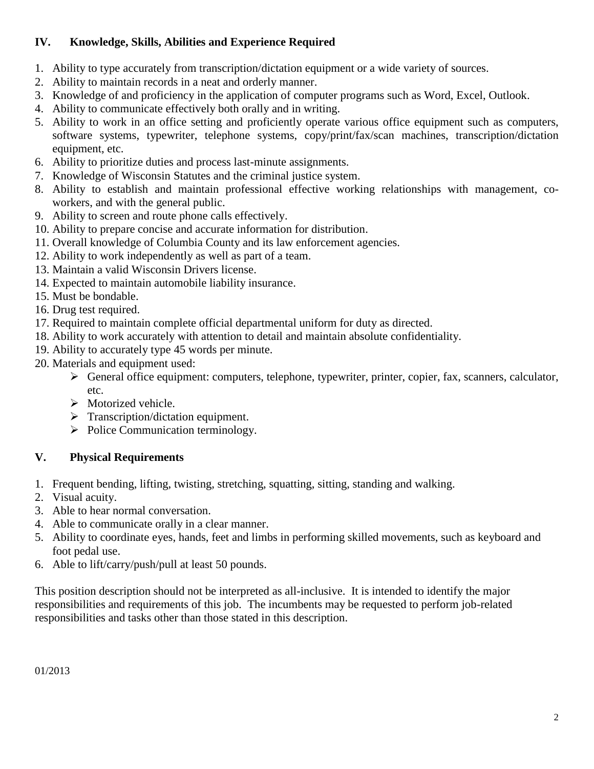## IV. Knowledge, Skills, Abilities and Experience Required

1. Ability to type accurately from transcription/dictation equipment or a wide variety of sources.
2. Ability to maintain records in a neat and orderly manner.
3. Knowledge of and proficiency in the application of computer programs such as Word, Excel, Outlook.
4. Ability to communicate effectively both orally and in writing.
5. Ability to work in an office setting and proficiently operate various office equipment such as computers, software systems, typewriter, telephone systems, copy/print/fax/scan machines, transcription/dictation equipment, etc.
6. Ability to prioritize duties and process last-minute assignments.
7. Knowledge of Wisconsin Statutes and the criminal justice system.
8. Ability to establish and maintain professional effective working relationships with management, co-workers, and with the general public.
9. Ability to screen and route phone calls effectively.
10. Ability to prepare concise and accurate information for distribution.
11. Overall knowledge of Columbia County and its law enforcement agencies.
12. Ability to work independently as well as part of a team.
13. Maintain a valid Wisconsin Drivers license.
14. Expected to maintain automobile liability insurance.
15. Must be bondable.
16. Drug test required.
17. Required to maintain complete official departmental uniform for duty as directed.
18. Ability to work accurately with attention to detail and maintain absolute confidentiality.
19. Ability to accurately type 45 words per minute.
20. Materials and equipment used:
    - General office equipment: computers, telephone, typewriter, printer, copier, fax, scanners, calculator, etc.
    - Motorized vehicle.
    - Transcription/dictation equipment.
    - Police Communication terminology.

## V. Physical Requirements

1. Frequent bending, lifting, twisting, stretching, squatting, sitting, standing and walking.
2. Visual acuity.
3. Able to hear normal conversation.
4. Able to communicate orally in a clear manner.
5. Ability to coordinate eyes, hands, feet and limbs in performing skilled movements, such as keyboard and foot pedal use.
6. Able to lift/carry/push/pull at least 50 pounds.

This position description should not be interpreted as all-inclusive. It is intended to identify the major responsibilities and requirements of this job. The incumbents may be requested to perform job-related responsibilities and tasks other than those stated in this description.

01/2013